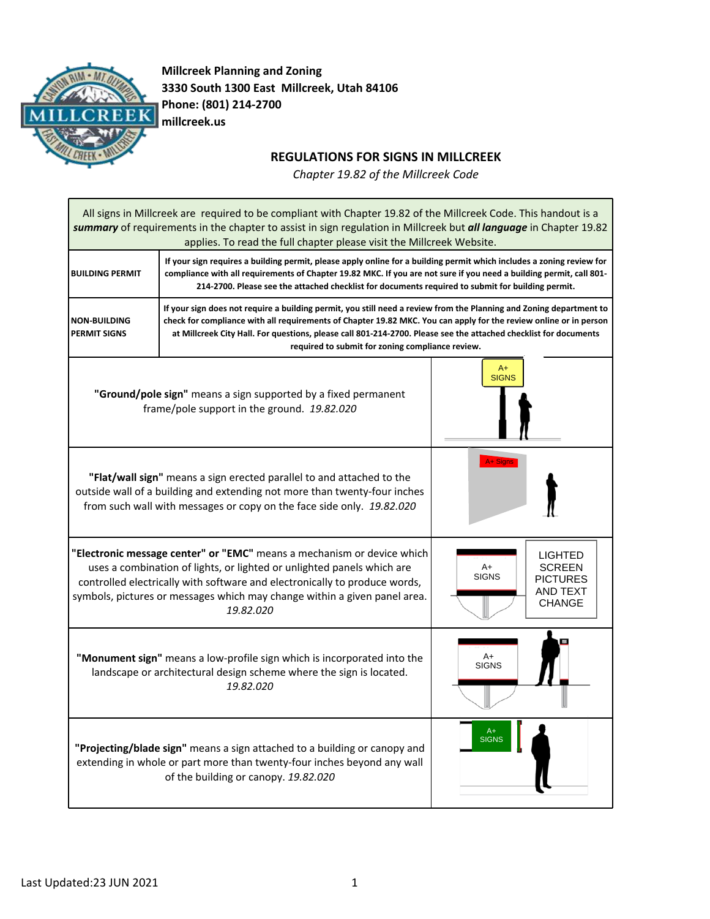**Millcreek Planning and Zoning**
**3330 South 1300 East Millcreek, Utah 84106**
**Phone: (801) 214-2700**
**millcreek.us**

## REGULATIONS FOR SIGNS IN MILLCREEK

*Chapter 19.82 of the Millcreek Code*

All signs in Millcreek are required to be compliant with Chapter 19.82 of the Millcreek Code. This handout is a ***summary*** of requirements in the chapter to assist in sign regulation in Millcreek but ***all language*** in Chapter 19.82 applies. To read the full chapter please visit the Millcreek Website.

| | |
|---|---|
| **BUILDING PERMIT** | **If your sign requires a building permit, please apply online for a building permit which includes a zoning review for compliance with all requirements of Chapter 19.82 MKC. If you are not sure if you need a building permit, call 801-214-2700. Please see the attached checklist for documents required to submit for building permit.** |
| **NON-BUILDING PERMIT SIGNS** | **If your sign does not require a building permit, you still need a review from the Planning and Zoning department to check for compliance with all requirements of Chapter 19.82 MKC. You can apply for the review online or in person at Millcreek City Hall. For questions, please call 801-214-2700. Please see the attached checklist for documents required to submit for zoning compliance review.** |

| Definition | Illustration |
|---|---|
| **"Ground/pole sign"** means a sign supported by a fixed permanent frame/pole support in the ground. *19.82.020* | A+ SIGNS |
| **"Flat/wall sign"** means a sign erected parallel to and attached to the outside wall of a building and extending not more than twenty-four inches from such wall with messages or copy on the face side only. *19.82.020* | A+ Signs |
| **"Electronic message center" or "EMC"** means a mechanism or device which uses a combination of lights, or lighted or unlighted panels which are controlled electrically with software and electronically to produce words, symbols, pictures or messages which may change within a given panel area. *19.82.020* | A+ SIGNS; LIGHTED SCREEN PICTURES AND TEXT CHANGE |
| **"Monument sign"** means a low-profile sign which is incorporated into the landscape or architectural design scheme where the sign is located. *19.82.020* | A+ SIGNS |
| **"Projecting/blade sign"** means a sign attached to a building or canopy and extending in whole or part more than twenty-four inches beyond any wall of the building or canopy. *19.82.020* | A+ SIGNS |

Last Updated:23 JUN 2021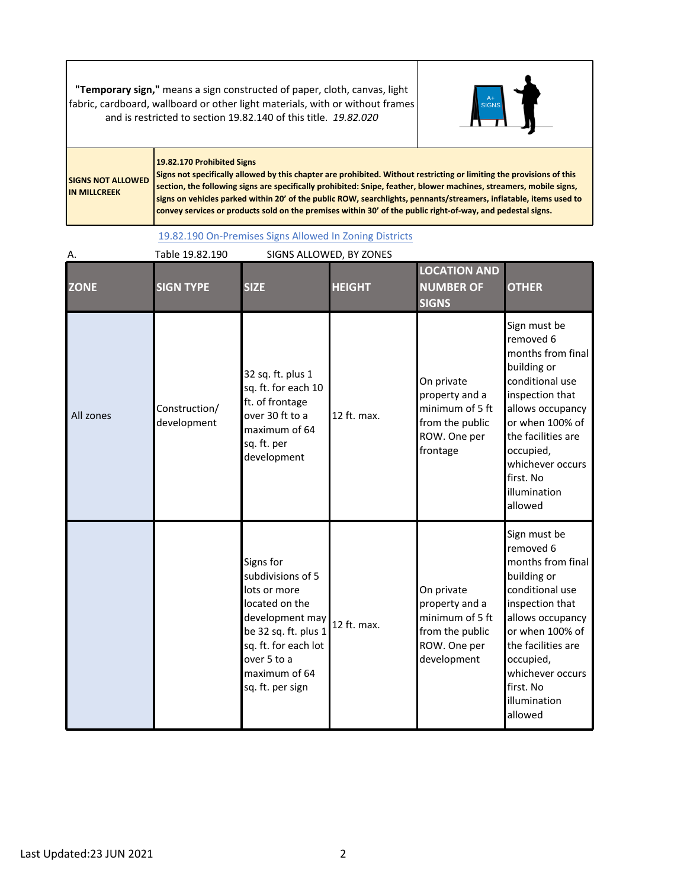| | |
|---|---|
| **"Temporary sign,"** means a sign constructed of paper, cloth, canvas, light fabric, cardboard, wallboard or other light materials, with or without frames and is restricted to section 19.82.140 of this title. *19.82.020* | |

| | |
|---|---|
| **SIGNS NOT ALLOWED IN MILLCREEK** | **19.82.170 Prohibited Signs** <br> **Signs not specifically allowed by this chapter are prohibited. Without restricting or limiting the provisions of this section, the following signs are specifically prohibited: Snipe, feather, blower machines, streamers, mobile signs, signs on vehicles parked within 20' of the public ROW, searchlights, pennants/streamers, inflatable, items used to convey services or products sold on the premises within 30' of the public right-of-way, and pedestal signs.** |

19.82.190 On-Premises Signs Allowed In Zoning Districts

A. Table 19.82.190 SIGNS ALLOWED, BY ZONES

| ZONE | SIGN TYPE | SIZE | HEIGHT | LOCATION AND NUMBER OF SIGNS | OTHER |
|---|---|---|---|---|---|
| All zones | Construction/ development | 32 sq. ft. plus 1 sq. ft. for each 10 ft. of frontage over 30 ft to a maximum of 64 sq. ft. per development | 12 ft. max. | On private property and a minimum of 5 ft from the public ROW. One per frontage | Sign must be removed 6 months from final building or conditional use inspection that allows occupancy or when 100% of the facilities are occupied, whichever occurs first. No illumination allowed |
| | | Signs for subdivisions of 5 lots or more located on the development may be 32 sq. ft. plus 1 sq. ft. for each lot over 5 to a maximum of 64 sq. ft. per sign | 12 ft. max. | On private property and a minimum of 5 ft from the public ROW. One per development | Sign must be removed 6 months from final building or conditional use inspection that allows occupancy or when 100% of the facilities are occupied, whichever occurs first. No illumination allowed |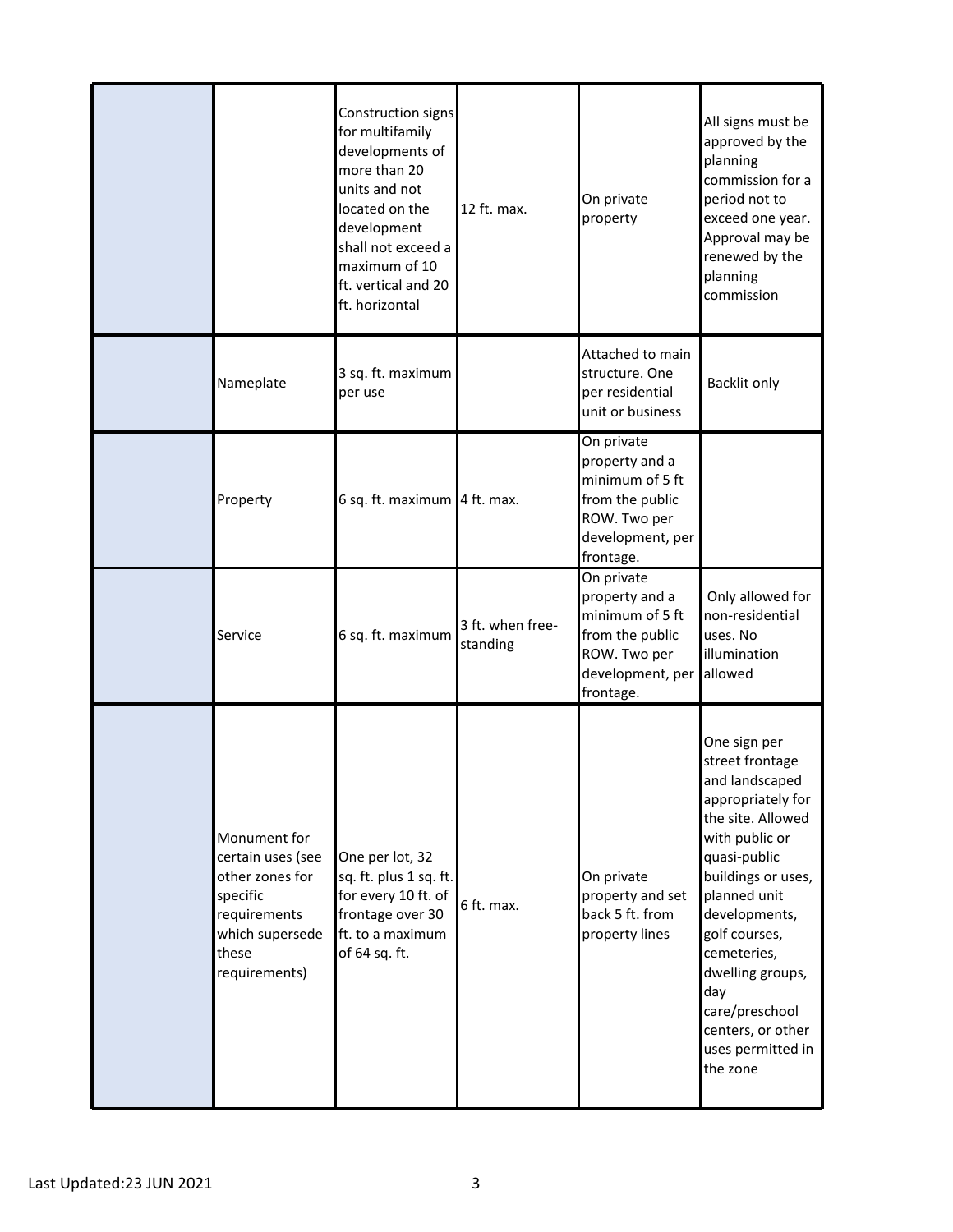| | | | | | |
|---|---|---|---|---|---|
| | | Construction signs for multifamily developments of more than 20 units and not located on the development shall not exceed a maximum of 10 ft. vertical and 20 ft. horizontal | 12 ft. max. | On private property | All signs must be approved by the planning commission for a period not to exceed one year. Approval may be renewed by the planning commission |
| | Nameplate | 3 sq. ft. maximum per use | | Attached to main structure. One per residential unit or business | Backlit only |
| | Property | 6 sq. ft. maximum | 4 ft. max. | On private property and a minimum of 5 ft from the public ROW. Two per development, per frontage. | |
| | Service | 6 sq. ft. maximum | 3 ft. when free-standing | On private property and a minimum of 5 ft from the public ROW. Two per development, per frontage. | Only allowed for non-residential uses. No illumination allowed |
| | Monument for certain uses (see other zones for specific requirements which supersede these requirements) | One per lot, 32 sq. ft. plus 1 sq. ft. for every 10 ft. of frontage over 30 ft. to a maximum of 64 sq. ft. | 6 ft. max. | On private property and set back 5 ft. from property lines | One sign per street frontage and landscaped appropriately for the site. Allowed with public or quasi-public buildings or uses, planned unit developments, golf courses, cemeteries, dwelling groups, day care/preschool centers, or other uses permitted in the zone |

Last Updated:23 JUN 2021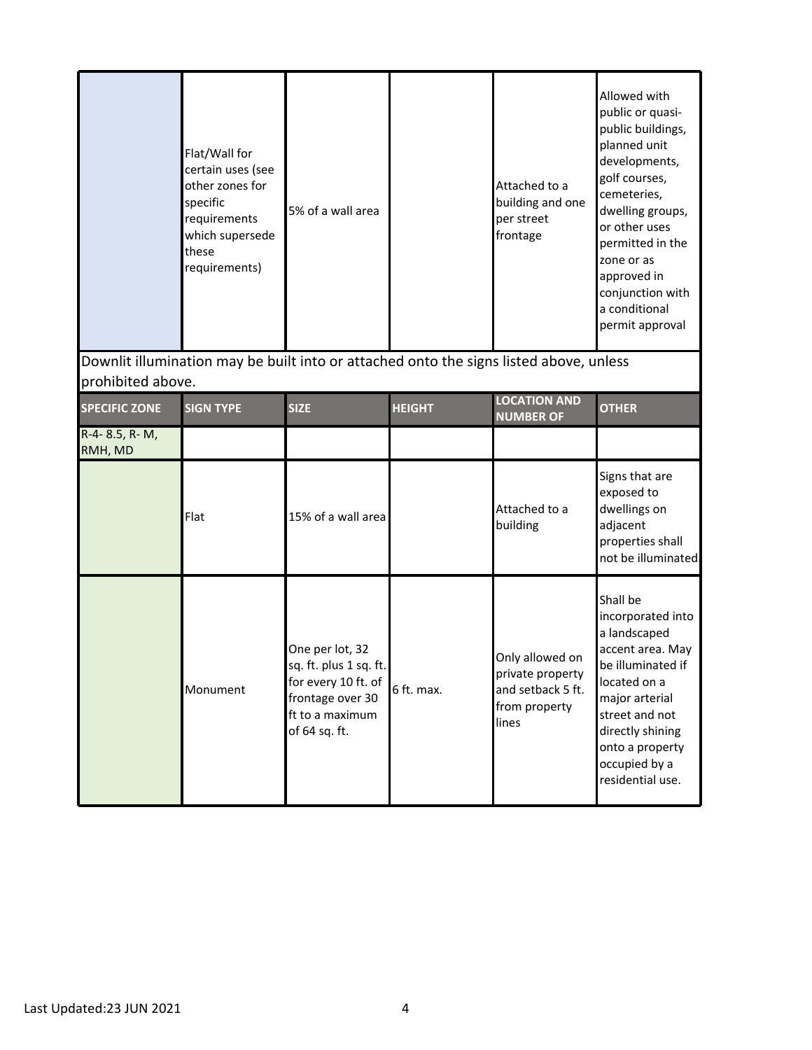| | | | | | |
|---|---|---|---|---|---|
| | Flat/Wall for certain uses (see other zones for specific requirements which supersede these requirements) | 5% of a wall area | | Attached to a building and one per street frontage | Allowed with public or quasi-public buildings, planned unit developments, golf courses, cemeteries, dwelling groups, or other uses permitted in the zone or as approved in conjunction with a conditional permit approval |

Downlit illumination may be built into or attached onto the signs listed above, unless prohibited above.

| SPECIFIC ZONE | SIGN TYPE | SIZE | HEIGHT | LOCATION AND NUMBER OF | OTHER |
|---|---|---|---|---|---|
| R-4- 8.5, R- M, RMH, MD | | | | | |
| | Flat | 15% of a wall area | | Attached to a building | Signs that are exposed to dwellings on adjacent properties shall not be illuminated |
| | Monument | One per lot, 32 sq. ft. plus 1 sq. ft. for every 10 ft. of frontage over 30 ft to a maximum of 64 sq. ft. | 6 ft. max. | Only allowed on private property and setback 5 ft. from property lines | Shall be incorporated into a landscaped accent area. May be illuminated if located on a major arterial street and not directly shining onto a property occupied by a residential use. |

Last Updated:23 JUN 2021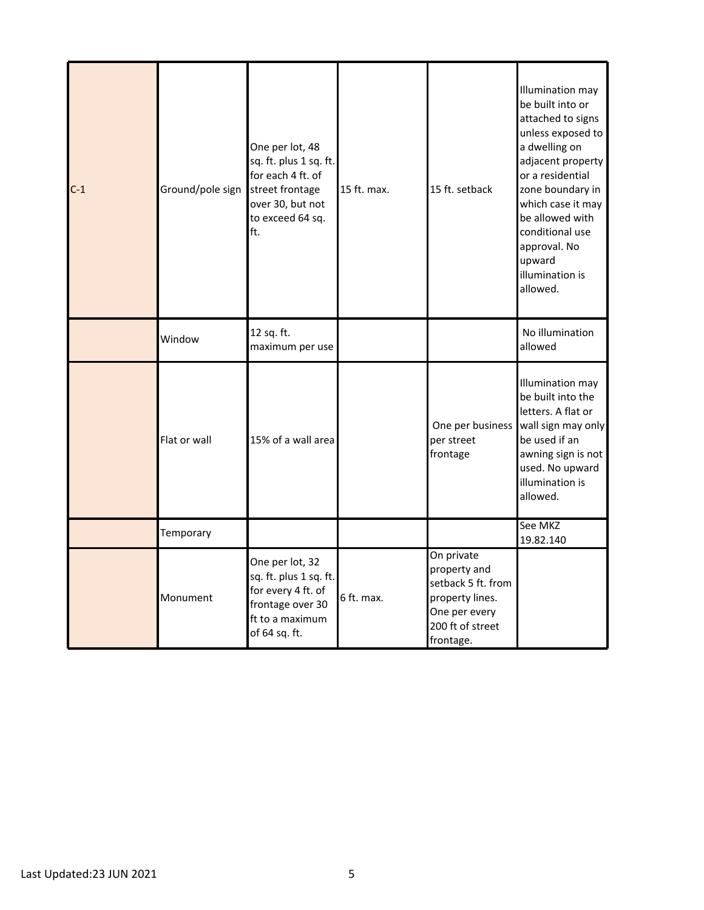| C-1 | Ground/pole sign | One per lot, 48 sq. ft. plus 1 sq. ft. for each 4 ft. of street frontage over 30, but not to exceed 64 sq. ft. | 15 ft. max. | 15 ft. setback | Illumination may be built into or attached to signs unless exposed to a dwelling on adjacent property or a residential zone boundary in which case it may be allowed with conditional use approval. No upward illumination is allowed. |
|---|---|---|---|---|---|
| | Window | 12 sq. ft. maximum per use | | | No illumination allowed |
| | Flat or wall | 15% of a wall area | | One per business per street frontage | Illumination may be built into the letters. A flat or wall sign may only be used if an awning sign is not used. No upward illumination is allowed. |
| | Temporary | | | | See MKZ 19.82.140 |
| | Monument | One per lot, 32 sq. ft. plus 1 sq. ft. for every 4 ft. of frontage over 30 ft to a maximum of 64 sq. ft. | 6 ft. max. | On private property and setback 5 ft. from property lines. One per every 200 ft of street frontage. | |

Last Updated:23 JUN 2021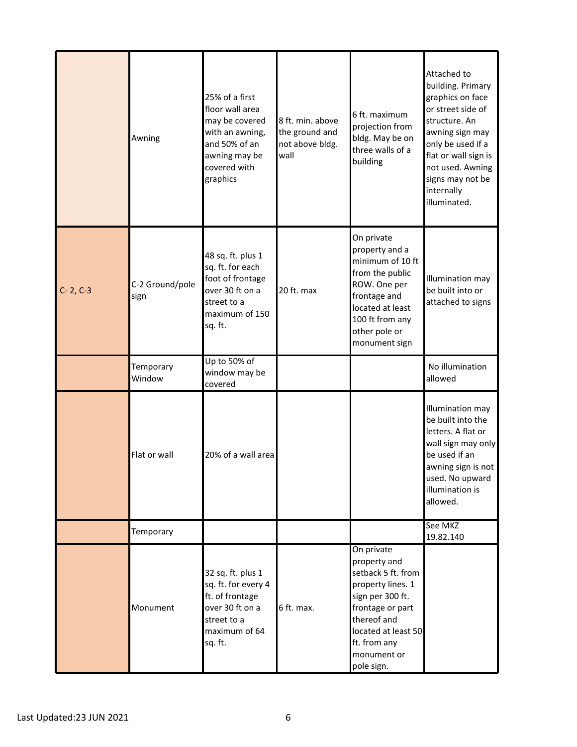| | | | | | |
|---|---|---|---|---|---|
| | Awning | 25% of a first floor wall area may be covered with an awning, and 50% of an awning may be covered with graphics | 8 ft. min. above the ground and not above bldg. wall | 6 ft. maximum projection from bldg. May be on three walls of a building | Attached to building. Primary graphics on face or street side of structure. An awning sign may only be used if a flat or wall sign is not used. Awning signs may not be internally illuminated. |
| C- 2, C-3 | C-2 Ground/pole sign | 48 sq. ft. plus 1 sq. ft. for each foot of frontage over 30 ft on a street to a maximum of 150 sq. ft. | 20 ft. max | On private property and a minimum of 10 ft from the public ROW. One per frontage and located at least 100 ft from any other pole or monument sign | Illumination may be built into or attached to signs |
| | Temporary Window | Up to 50% of window may be covered | | | No illumination allowed |
| | Flat or wall | 20% of a wall area | | | Illumination may be built into the letters. A flat or wall sign may only be used if an awning sign is not used. No upward illumination is allowed. |
| | Temporary | | | | See MKZ 19.82.140 |
| | Monument | 32 sq. ft. plus 1 sq. ft. for every 4 ft. of frontage over 30 ft on a street to a maximum of 64 sq. ft. | 6 ft. max. | On private property and setback 5 ft. from property lines. 1 sign per 300 ft. frontage or part thereof and located at least 50 ft. from any monument or pole sign. | |

Last Updated:23 JUN 2021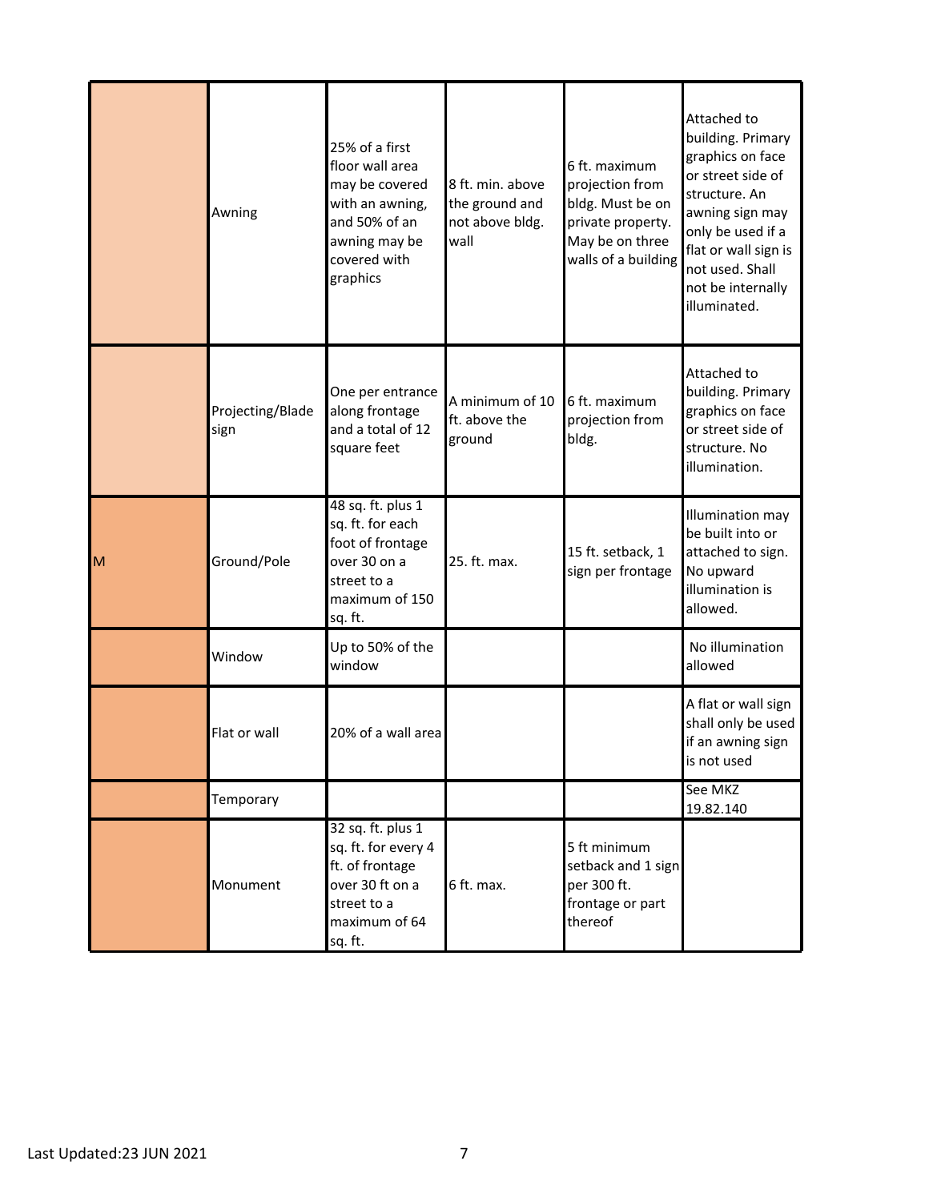| | | | | | |
|---|---|---|---|---|---|
| | Awning | 25% of a first floor wall area may be covered with an awning, and 50% of an awning may be covered with graphics | 8 ft. min. above the ground and not above bldg. wall | 6 ft. maximum projection from bldg. Must be on private property. May be on three walls of a building | Attached to building. Primary graphics on face or street side of structure. An awning sign may only be used if a flat or wall sign is not used. Shall not be internally illuminated. |
| | Projecting/Blade sign | One per entrance along frontage and a total of 12 square feet | A minimum of 10 ft. above the ground | 6 ft. maximum projection from bldg. | Attached to building. Primary graphics on face or street side of structure. No illumination. |
| M | Ground/Pole | 48 sq. ft. plus 1 sq. ft. for each foot of frontage over 30 on a street to a maximum of 150 sq. ft. | 25. ft. max. | 15 ft. setback, 1 sign per frontage | Illumination may be built into or attached to sign. No upward illumination is allowed. |
| | Window | Up to 50% of the window | | | No illumination allowed |
| | Flat or wall | 20% of a wall area | | | A flat or wall sign shall only be used if an awning sign is not used |
| | Temporary | | | | See MKZ 19.82.140 |
| | Monument | 32 sq. ft. plus 1 sq. ft. for every 4 ft. of frontage over 30 ft on a street to a maximum of 64 sq. ft. | 6 ft. max. | 5 ft minimum setback and 1 sign per 300 ft. frontage or part thereof | |

Last Updated:23 JUN 2021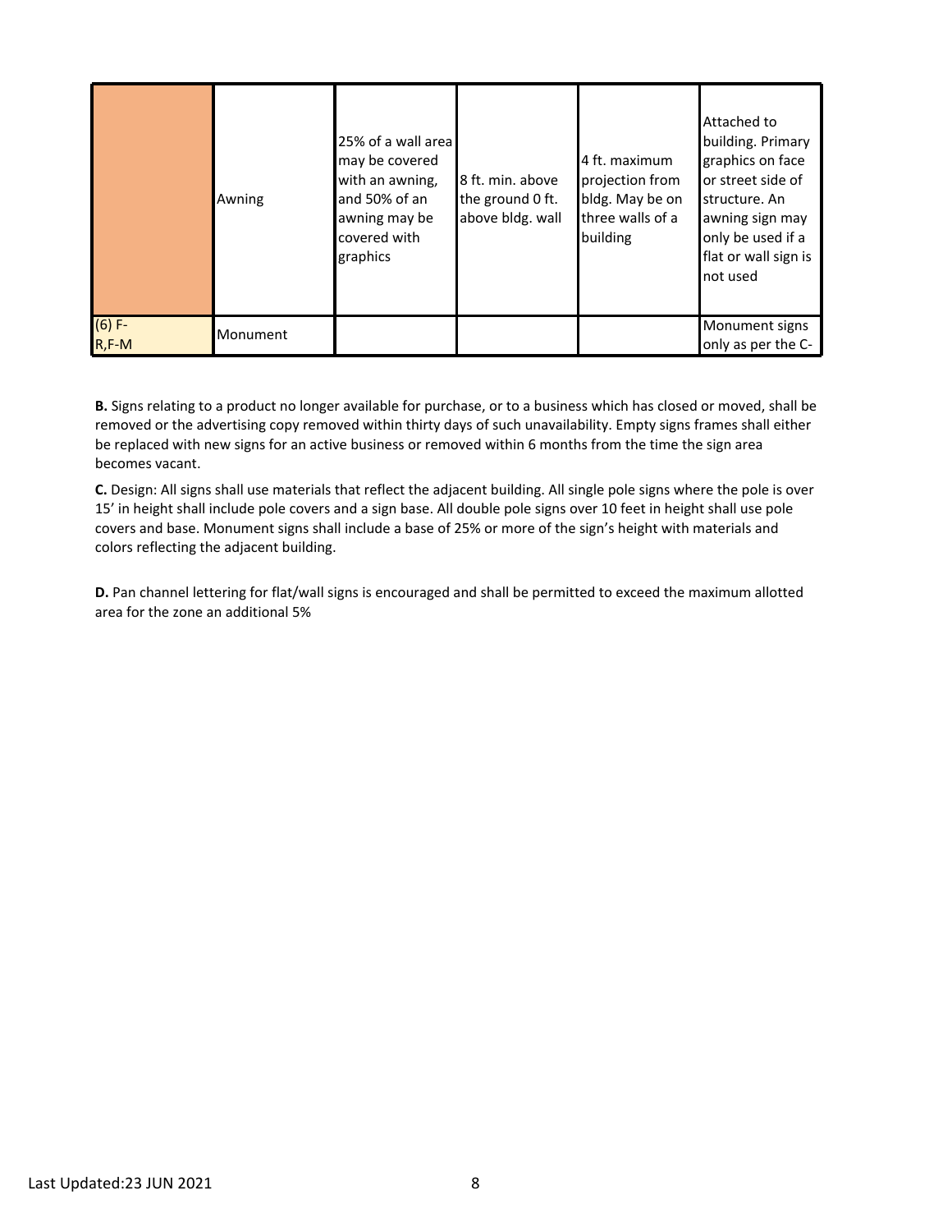| | | | | | |
|---|---|---|---|---|---|
| | Awning | 25% of a wall area may be covered with an awning, and 50% of an awning may be covered with graphics | 8 ft. min. above the ground 0 ft. above bldg. wall | 4 ft. maximum projection from bldg. May be on three walls of a building | Attached to building. Primary graphics on face or street side of structure. An awning sign may only be used if a flat or wall sign is not used |
| (6) F-R,F-M | Monument | | | | Monument signs only as per the C- |

**B.** Signs relating to a product no longer available for purchase, or to a business which has closed or moved, shall be removed or the advertising copy removed within thirty days of such unavailability. Empty signs frames shall either be replaced with new signs for an active business or removed within 6 months from the time the sign area becomes vacant.

**C.** Design: All signs shall use materials that reflect the adjacent building. All single pole signs where the pole is over 15' in height shall include pole covers and a sign base. All double pole signs over 10 feet in height shall use pole covers and base. Monument signs shall include a base of 25% or more of the sign's height with materials and colors reflecting the adjacent building.

**D.** Pan channel lettering for flat/wall signs is encouraged and shall be permitted to exceed the maximum allotted area for the zone an additional 5%

Last Updated:23 JUN 2021